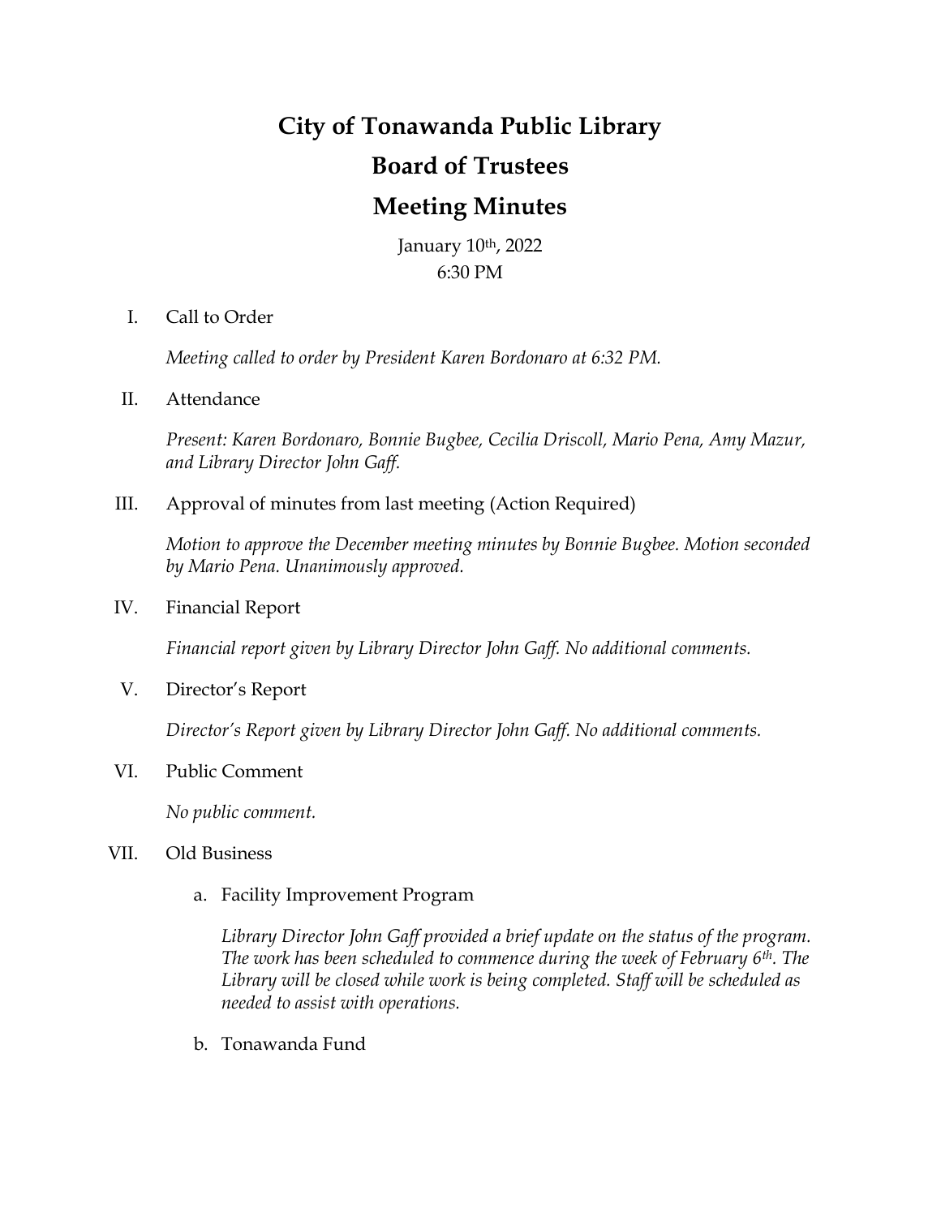# City of Tonawanda Public Library

## Board of Trustees

## Meeting Minutes

January 10th, 2022
6:30 PM

I. Call to Order

*Meeting called to order by President Karen Bordonaro at 6:32 PM.*

II. Attendance

*Present: Karen Bordonaro, Bonnie Bugbee, Cecilia Driscoll, Mario Pena, Amy Mazur, and Library Director John Gaff.*

III. Approval of minutes from last meeting (Action Required)

*Motion to approve the December meeting minutes by Bonnie Bugbee. Motion seconded by Mario Pena. Unanimously approved.*

IV. Financial Report

*Financial report given by Library Director John Gaff. No additional comments.*

V. Director's Report

*Director's Report given by Library Director John Gaff. No additional comments.*

VI. Public Comment

*No public comment.*

VII. Old Business

a. Facility Improvement Program

*Library Director John Gaff provided a brief update on the status of the program. The work has been scheduled to commence during the week of February 6th. The Library will be closed while work is being completed. Staff will be scheduled as needed to assist with operations.*

b. Tonawanda Fund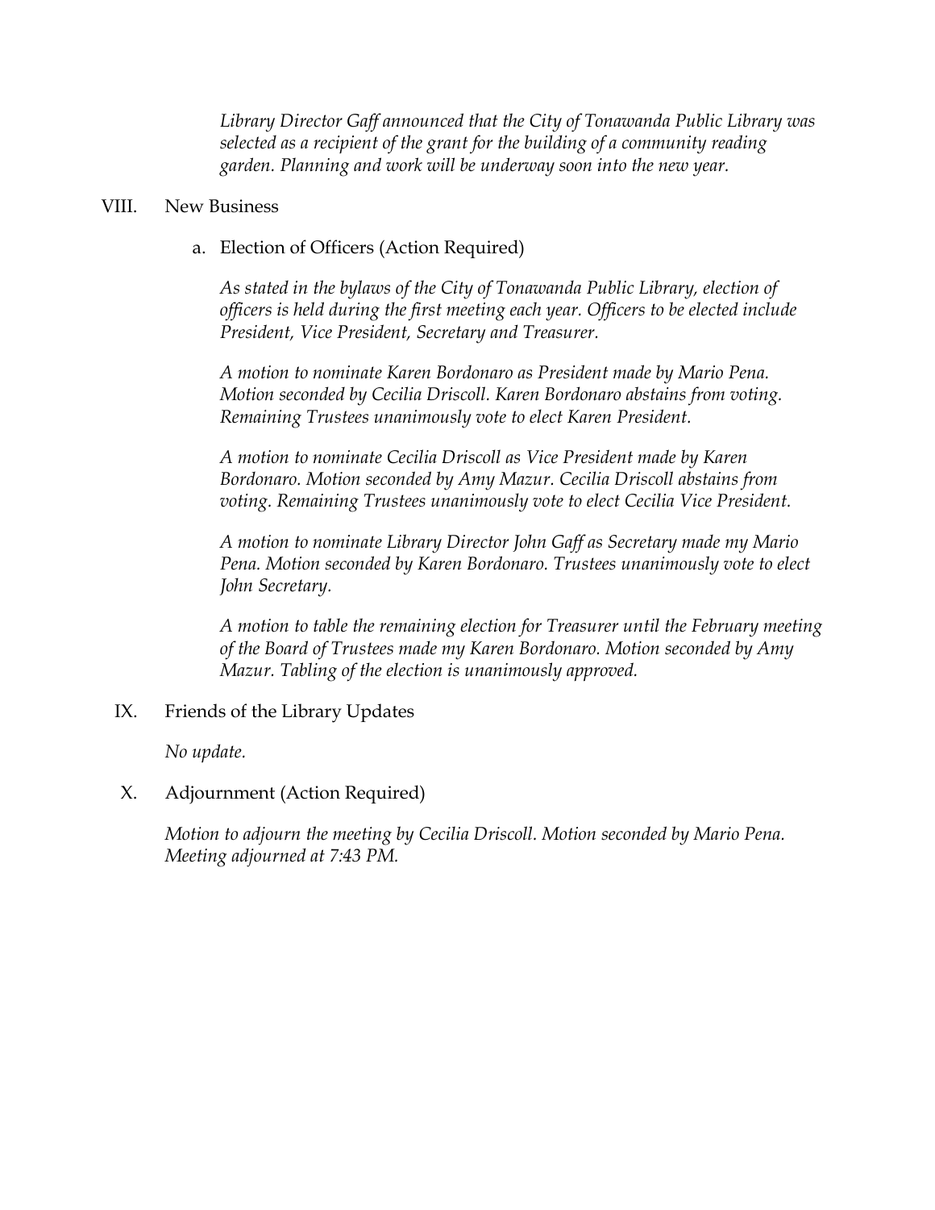*Library Director Gaff announced that the City of Tonawanda Public Library was selected as a recipient of the grant for the building of a community reading garden. Planning and work will be underway soon into the new year.*

VIII. New Business

a. Election of Officers (Action Required)

*As stated in the bylaws of the City of Tonawanda Public Library, election of officers is held during the first meeting each year. Officers to be elected include President, Vice President, Secretary and Treasurer.*

*A motion to nominate Karen Bordonaro as President made by Mario Pena. Motion seconded by Cecilia Driscoll. Karen Bordonaro abstains from voting. Remaining Trustees unanimously vote to elect Karen President.*

*A motion to nominate Cecilia Driscoll as Vice President made by Karen Bordonaro. Motion seconded by Amy Mazur. Cecilia Driscoll abstains from voting. Remaining Trustees unanimously vote to elect Cecilia Vice President.*

*A motion to nominate Library Director John Gaff as Secretary made my Mario Pena. Motion seconded by Karen Bordonaro. Trustees unanimously vote to elect John Secretary.*

*A motion to table the remaining election for Treasurer until the February meeting of the Board of Trustees made my Karen Bordonaro. Motion seconded by Amy Mazur. Tabling of the election is unanimously approved.*

IX. Friends of the Library Updates

*No update.*

X. Adjournment (Action Required)

*Motion to adjourn the meeting by Cecilia Driscoll. Motion seconded by Mario Pena. Meeting adjourned at 7:43 PM.*